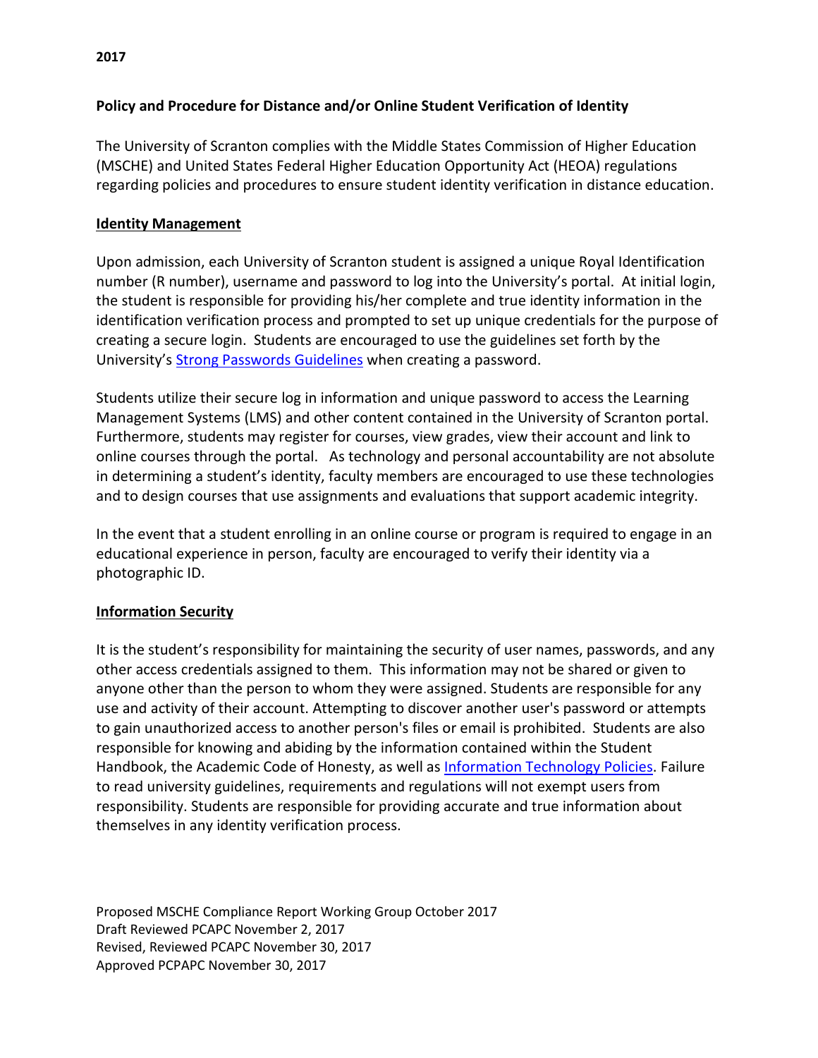**2017**

**Policy and Procedure for Distance and/or Online Student Verification of Identity**

The University of Scranton complies with the Middle States Commission of Higher Education (MSCHE) and United States Federal Higher Education Opportunity Act (HEOA) regulations regarding policies and procedures to ensure student identity verification in distance education.

**Identity Management**

Upon admission, each University of Scranton student is assigned a unique Royal Identification number (R number), username and password to log into the University's portal. At initial login, the student is responsible for providing his/her complete and true identity information in the identification verification process and prompted to set up unique credentials for the purpose of creating a secure login. Students are encouraged to use the guidelines set forth by the University's Strong Passwords Guidelines when creating a password.

Students utilize their secure log in information and unique password to access the Learning Management Systems (LMS) and other content contained in the University of Scranton portal. Furthermore, students may register for courses, view grades, view their account and link to online courses through the portal. As technology and personal accountability are not absolute in determining a student's identity, faculty members are encouraged to use these technologies and to design courses that use assignments and evaluations that support academic integrity.

In the event that a student enrolling in an online course or program is required to engage in an educational experience in person, faculty are encouraged to verify their identity via a photographic ID.

**Information Security**

It is the student's responsibility for maintaining the security of user names, passwords, and any other access credentials assigned to them. This information may not be shared or given to anyone other than the person to whom they were assigned. Students are responsible for any use and activity of their account. Attempting to discover another user's password or attempts to gain unauthorized access to another person's files or email is prohibited. Students are also responsible for knowing and abiding by the information contained within the Student Handbook, the Academic Code of Honesty, as well as Information Technology Policies. Failure to read university guidelines, requirements and regulations will not exempt users from responsibility. Students are responsible for providing accurate and true information about themselves in any identity verification process.

Proposed MSCHE Compliance Report Working Group October 2017
Draft Reviewed PCAPC November 2, 2017
Revised, Reviewed PCAPC November 30, 2017
Approved PCPAPC November 30, 2017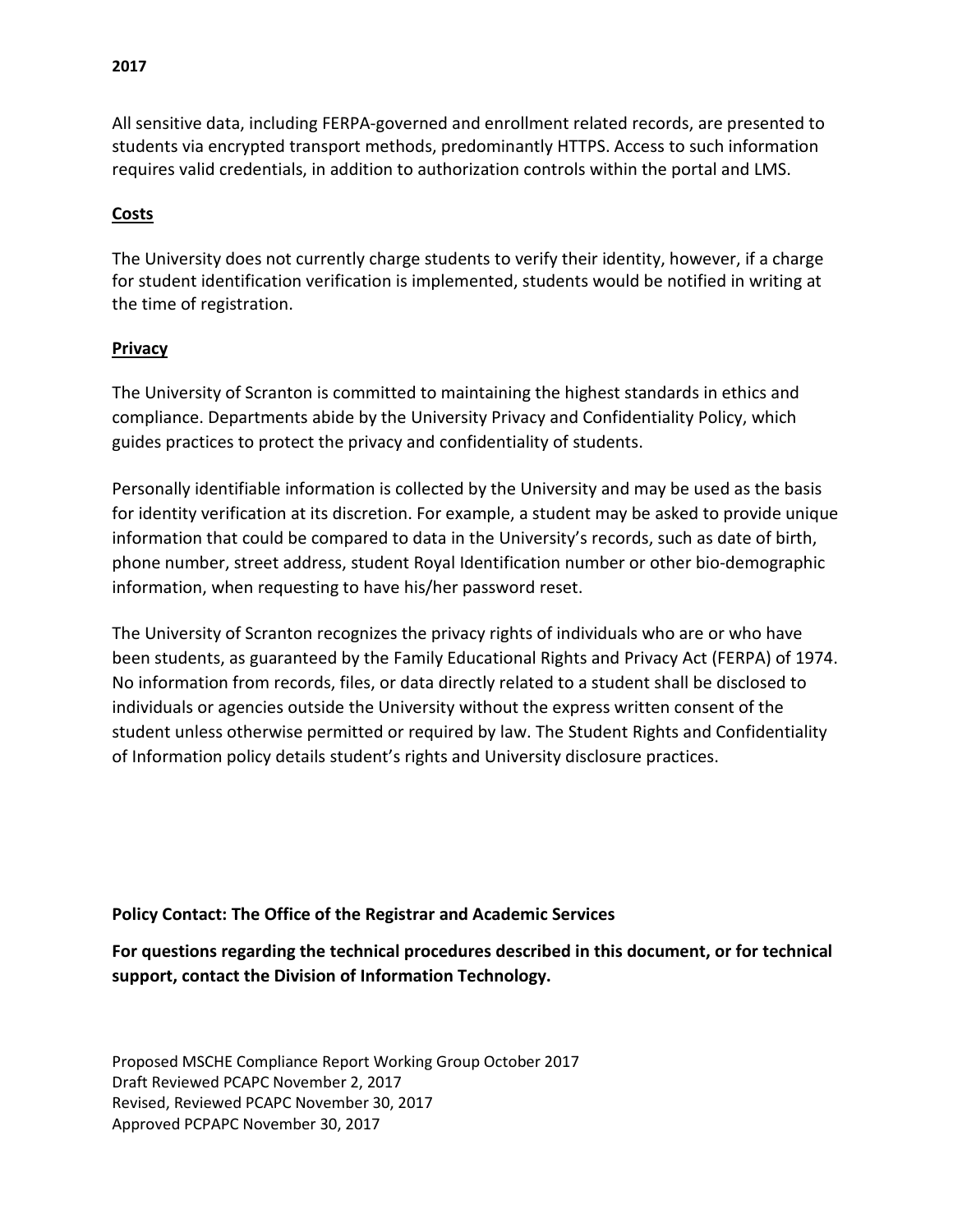All sensitive data, including FERPA-governed and enrollment related records, are presented to students via encrypted transport methods, predominantly HTTPS. Access to such information requires valid credentials, in addition to authorization controls within the portal and LMS.

## Costs

The University does not currently charge students to verify their identity, however, if a charge for student identification verification is implemented, students would be notified in writing at the time of registration.

## Privacy

The University of Scranton is committed to maintaining the highest standards in ethics and compliance. Departments abide by the University Privacy and Confidentiality Policy, which guides practices to protect the privacy and confidentiality of students.

Personally identifiable information is collected by the University and may be used as the basis for identity verification at its discretion. For example, a student may be asked to provide unique information that could be compared to data in the University's records, such as date of birth, phone number, street address, student Royal Identification number or other bio-demographic information, when requesting to have his/her password reset.

The University of Scranton recognizes the privacy rights of individuals who are or who have been students, as guaranteed by the Family Educational Rights and Privacy Act (FERPA) of 1974. No information from records, files, or data directly related to a student shall be disclosed to individuals or agencies outside the University without the express written consent of the student unless otherwise permitted or required by law. The Student Rights and Confidentiality of Information policy details student's rights and University disclosure practices.

**Policy Contact: The Office of the Registrar and Academic Services**

**For questions regarding the technical procedures described in this document, or for technical support, contact the Division of Information Technology.**

Proposed MSCHE Compliance Report Working Group October 2017
Draft Reviewed PCAPC November 2, 2017
Revised, Reviewed PCAPC November 30, 2017
Approved PCPAPC November 30, 2017